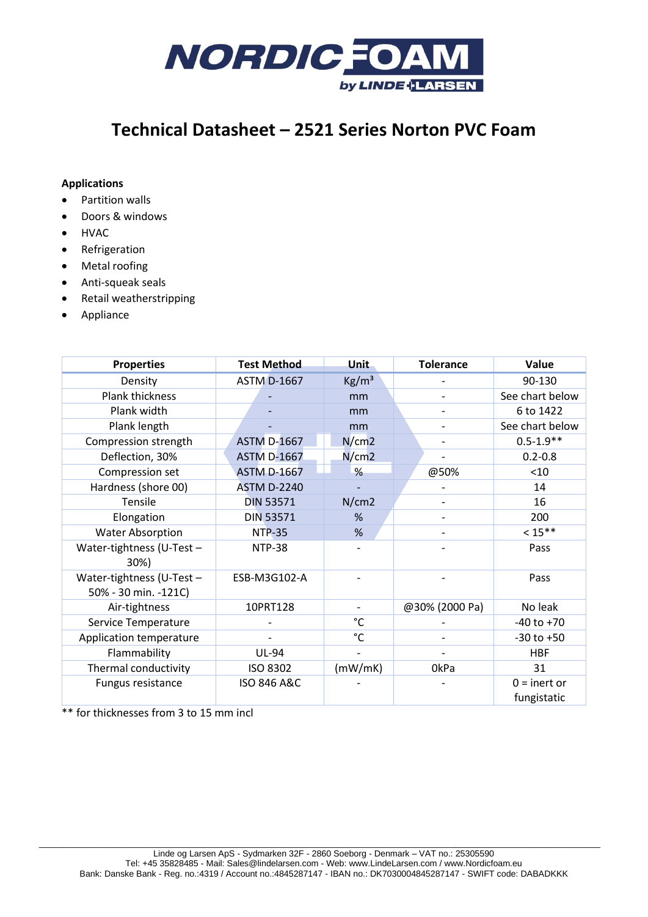# Technical Datasheet – 2521 Series Norton PVC Foam

**Applications**

- Partition walls
- Doors & windows
- HVAC
- Refrigeration
- Metal roofing
- Anti-squeak seals
- Retail weatherstripping
- Appliance

| Properties | Test Method | Unit | Tolerance | Value |
|---|---|---|---|---|
| Density | ASTM D-1667 | Kg/m³ | - | 90-130 |
| Plank thickness | - | mm | - | See chart below |
| Plank width | - | mm | - | 6 to 1422 |
| Plank length | - | mm | - | See chart below |
| Compression strength | ASTM D-1667 | N/cm2 | - | 0.5-1.9** |
| Deflection, 30% | ASTM D-1667 | N/cm2 | - | 0.2-0.8 |
| Compression set | ASTM D-1667 | % | @50% | <10 |
| Hardness (shore 00) | ASTM D-2240 | - | - | 14 |
| Tensile | DIN 53571 | N/cm2 | - | 16 |
| Elongation | DIN 53571 | % | - | 200 |
| Water Absorption | NTP-35 | % | - | < 15** |
| Water-tightness (U-Test – 30%) | NTP-38 | - | - | Pass |
| Water-tightness (U-Test – 50% - 30 min. -121C) | ESB-M3G102-A | - | - | Pass |
| Air-tightness | 10PRT128 | - | @30% (2000 Pa) | No leak |
| Service Temperature | - | °C | - | -40 to +70 |
| Application temperature | - | °C | - | -30 to +50 |
| Flammability | UL-94 | - | - | HBF |
| Thermal conductivity | ISO 8302 | (mW/mK) | 0kPa | 31 |
| Fungus resistance | ISO 846 A&C | - | - | 0 = inert or fungistatic |

** for thicknesses from 3 to 15 mm incl

Linde og Larsen ApS - Sydmarken 32F - 2860 Soeborg - Denmark – VAT no.: 25305590
Tel: +45 35828485 - Mail: Sales@lindelarsen.com - Web: www.LindeLarsen.com / www.Nordicfoam.eu
Bank: Danske Bank - Reg. no.:4319 / Account no.:4845287147 - IBAN no.: DK7030004845287147 - SWIFT code: DABADKKK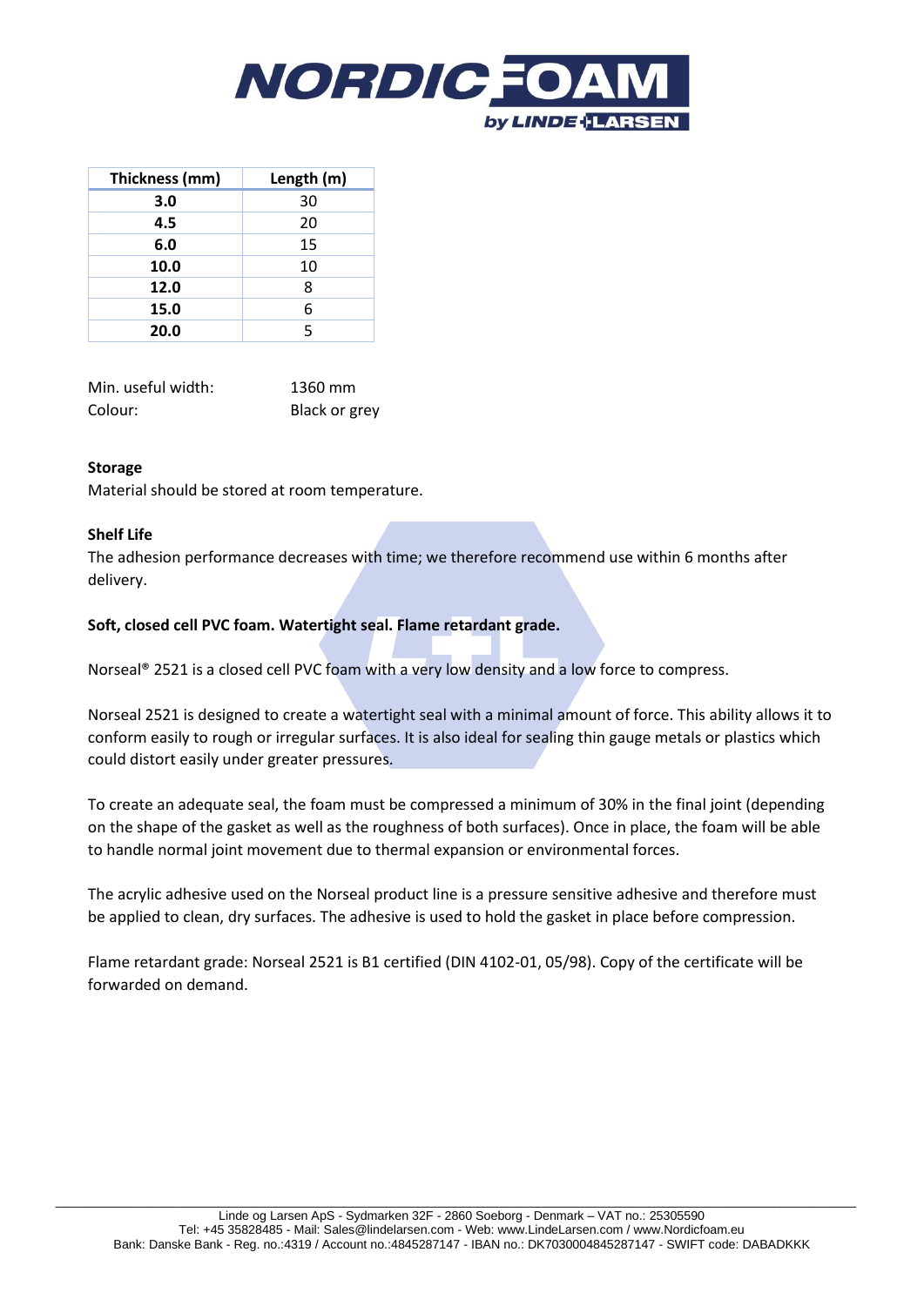| Thickness (mm) | Length (m) |
|---|---|
| **3.0** | 30 |
| **4.5** | 20 |
| **6.0** | 15 |
| **10.0** | 10 |
| **12.0** | 8 |
| **15.0** | 6 |
| **20.0** | 5 |

Min. useful width: 1360 mm
Colour: Black or grey

**Storage**

Material should be stored at room temperature.

**Shelf Life**

The adhesion performance decreases with time; we therefore recommend use within 6 months after delivery.

**Soft, closed cell PVC foam. Watertight seal. Flame retardant grade.**

Norseal® 2521 is a closed cell PVC foam with a very low density and a low force to compress.

Norseal 2521 is designed to create a watertight seal with a minimal amount of force. This ability allows it to conform easily to rough or irregular surfaces. It is also ideal for sealing thin gauge metals or plastics which could distort easily under greater pressures.

To create an adequate seal, the foam must be compressed a minimum of 30% in the final joint (depending on the shape of the gasket as well as the roughness of both surfaces). Once in place, the foam will be able to handle normal joint movement due to thermal expansion or environmental forces.

The acrylic adhesive used on the Norseal product line is a pressure sensitive adhesive and therefore must be applied to clean, dry surfaces. The adhesive is used to hold the gasket in place before compression.

Flame retardant grade: Norseal 2521 is B1 certified (DIN 4102-01, 05/98). Copy of the certificate will be forwarded on demand.